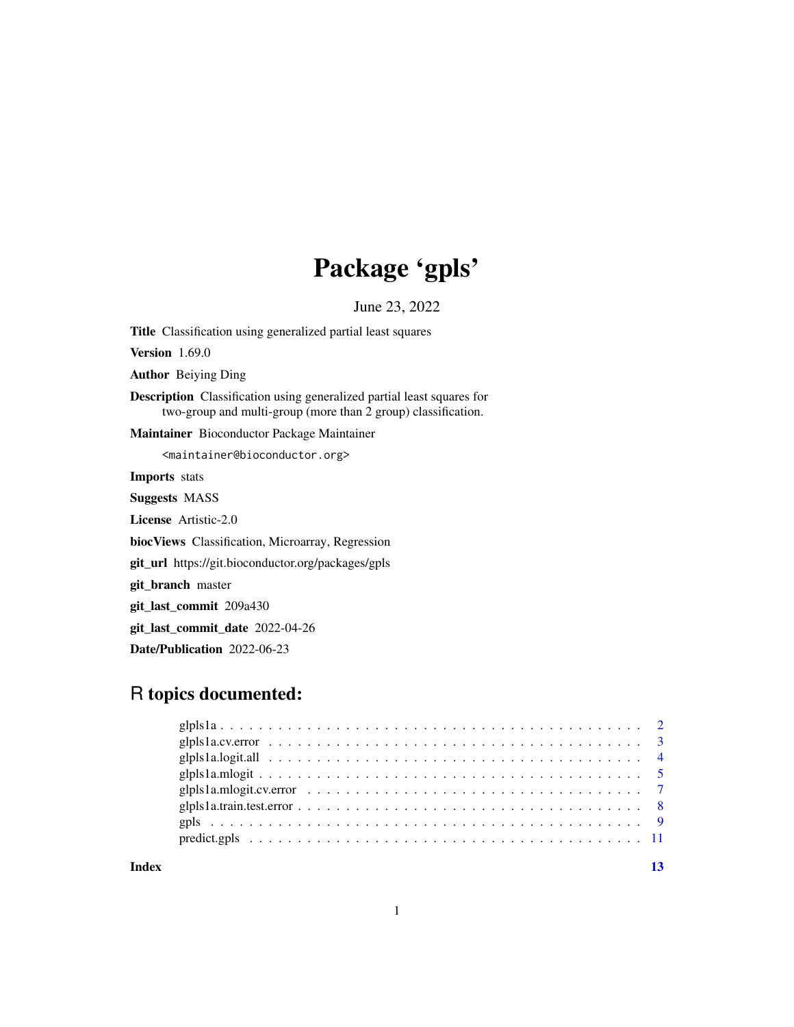# Package 'gpls'

June 23, 2022

**Title** Classification using generalized partial least squares

**Version** 1.69.0

**Author** Beiying Ding

**Description** Classification using generalized partial least squares for two-group and multi-group (more than 2 group) classification.

**Maintainer** Bioconductor Package Maintainer <maintainer@bioconductor.org>

**Imports** stats

**Suggests** MASS

**License** Artistic-2.0

**biocViews** Classification, Microarray, Regression

**git_url** https://git.bioconductor.org/packages/gpls

**git_branch** master

**git_last_commit** 209a430

**git_last_commit_date** 2022-04-26

**Date/Publication** 2022-06-23

## R topics documented:

- glpls1a . . . . . . . . . . . . . . . . . . . . . . . . . . . . . . . . . . . . . . . . . . . 2
- glpls1a.cv.error . . . . . . . . . . . . . . . . . . . . . . . . . . . . . . . . . . . . . . 3
- glpls1a.logit.all . . . . . . . . . . . . . . . . . . . . . . . . . . . . . . . . . . . . . . 4
- glpls1a.mlogit . . . . . . . . . . . . . . . . . . . . . . . . . . . . . . . . . . . . . . . . 5
- glpls1a.mlogit.cv.error . . . . . . . . . . . . . . . . . . . . . . . . . . . . . . . . . . 7
- glpls1a.train.test.error . . . . . . . . . . . . . . . . . . . . . . . . . . . . . . . . . . 8
- gpls . . . . . . . . . . . . . . . . . . . . . . . . . . . . . . . . . . . . . . . . . . . . . 9
- predict.gpls . . . . . . . . . . . . . . . . . . . . . . . . . . . . . . . . . . . . . . . . 11

**Index** 13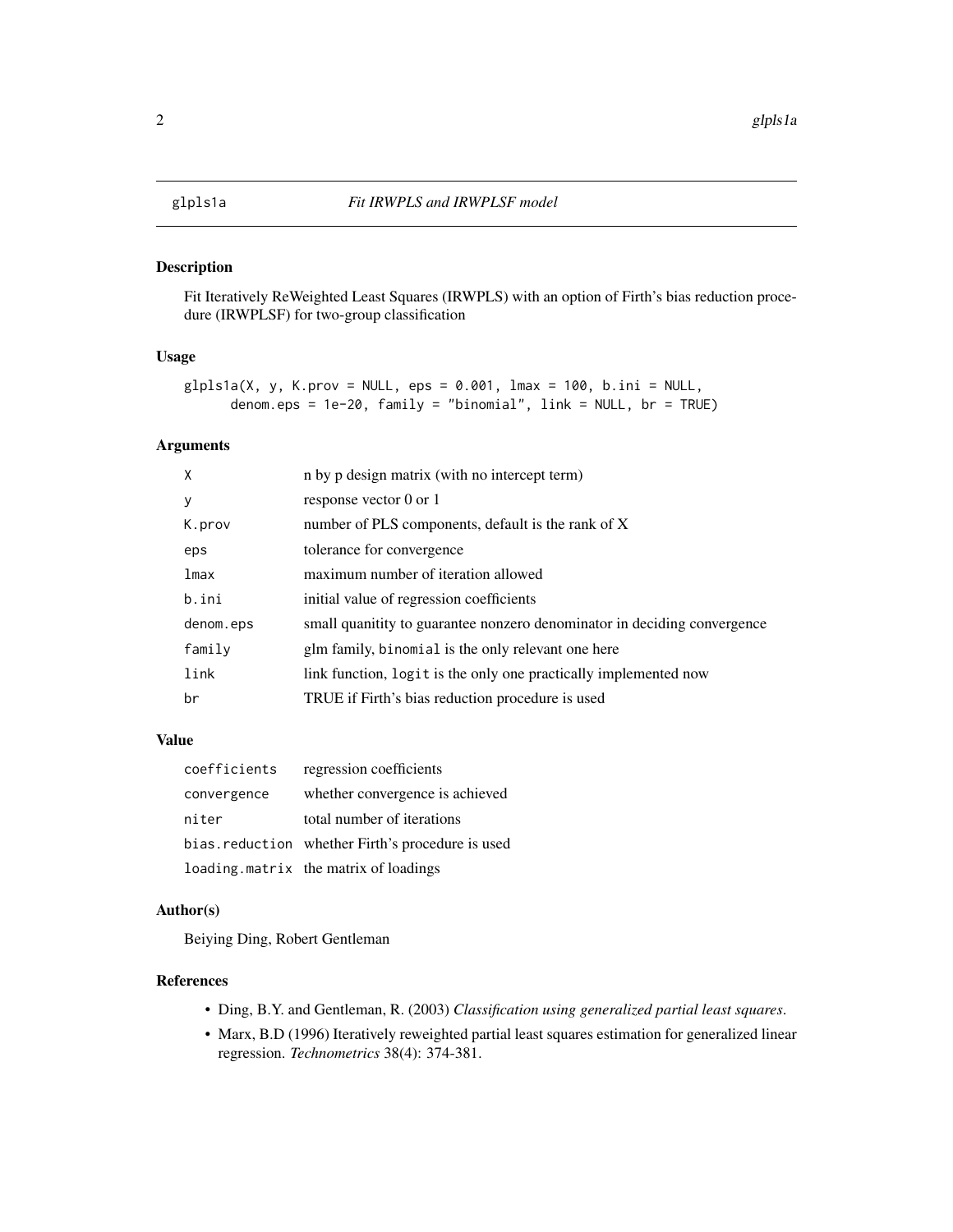# glpls1a — *Fit IRWPLS and IRWPLSF model*

## Description

Fit Iteratively ReWeighted Least Squares (IRWPLS) with an option of Firth's bias reduction procedure (IRWPLSF) for two-group classification

## Usage

```
glpls1a(X, y, K.prov = NULL, eps = 0.001, lmax = 100, b.ini = NULL,
      denom.eps = 1e-20, family = "binomial", link = NULL, br = TRUE)
```

## Arguments

| | |
|---|---|
| `X` | n by p design matrix (with no intercept term) |
| `y` | response vector 0 or 1 |
| `K.prov` | number of PLS components, default is the rank of X |
| `eps` | tolerance for convergence |
| `lmax` | maximum number of iteration allowed |
| `b.ini` | initial value of regression coefficients |
| `denom.eps` | small quanitity to guarantee nonzero denominator in deciding convergence |
| `family` | glm family, `binomial` is the only relevant one here |
| `link` | link function, `logit` is the only one practically implemented now |
| `br` | TRUE if Firth's bias reduction procedure is used |

## Value

| | |
|---|---|
| `coefficients` | regression coefficients |
| `convergence` | whether convergence is achieved |
| `niter` | total number of iterations |
| `bias.reduction` | whether Firth's procedure is used |
| `loading.matrix` | the matrix of loadings |

## Author(s)

Beiying Ding, Robert Gentleman

## References

- Ding, B.Y. and Gentleman, R. (2003) *Classification using generalized partial least squares*.
- Marx, B.D (1996) Iteratively reweighted partial least squares estimation for generalized linear regression. *Technometrics* 38(4): 374-381.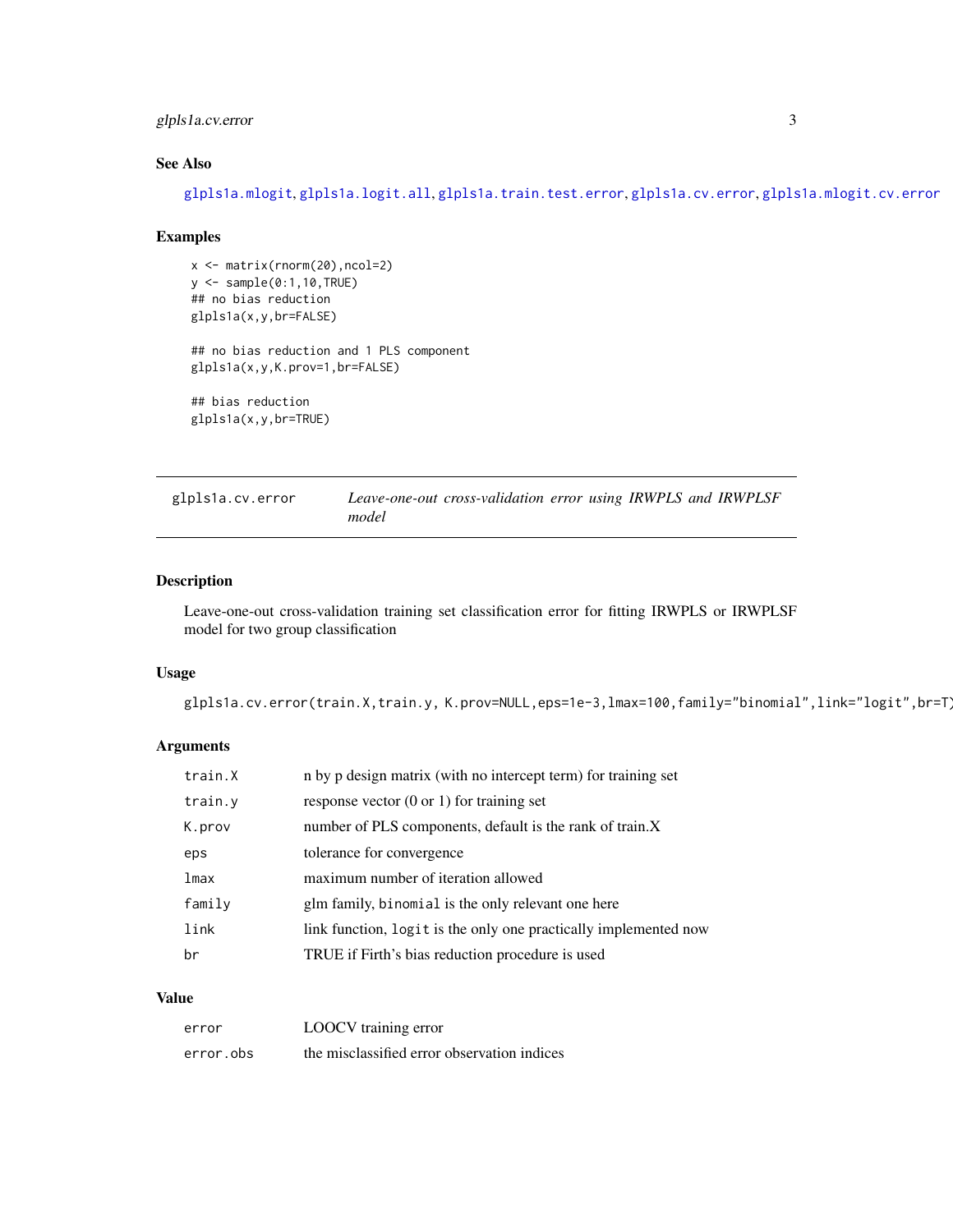## See Also

glpls1a.mlogit, glpls1a.logit.all, glpls1a.train.test.error, glpls1a.cv.error, glpls1a.mlogit.cv.error

## Examples

```
 x <- matrix(rnorm(20),ncol=2)
 y <- sample(0:1,10,TRUE)
 ## no bias reduction
 glpls1a(x,y,br=FALSE)

 ## no bias reduction and 1 PLS component
 glpls1a(x,y,K.prov=1,br=FALSE)

 ## bias reduction
 glpls1a(x,y,br=TRUE)
```

---

# glpls1a.cv.error — *Leave-one-out cross-validation error using IRWPLS and IRWPLSF model*

---

## Description

Leave-one-out cross-validation training set classification error for fitting IRWPLS or IRWPLSF model for two group classification

## Usage

```
glpls1a.cv.error(train.X,train.y, K.prov=NULL,eps=1e-3,lmax=100,family="binomial",link="logit",br=T)
```

## Arguments

| | |
|---|---|
| train.X | n by p design matrix (with no intercept term) for training set |
| train.y | response vector (0 or 1) for training set |
| K.prov | number of PLS components, default is the rank of train.X |
| eps | tolerance for convergence |
| lmax | maximum number of iteration allowed |
| family | glm family, binomial is the only relevant one here |
| link | link function, logit is the only one practically implemented now |
| br | TRUE if Firth's bias reduction procedure is used |

## Value

| | |
|---|---|
| error | LOOCV training error |
| error.obs | the misclassified error observation indices |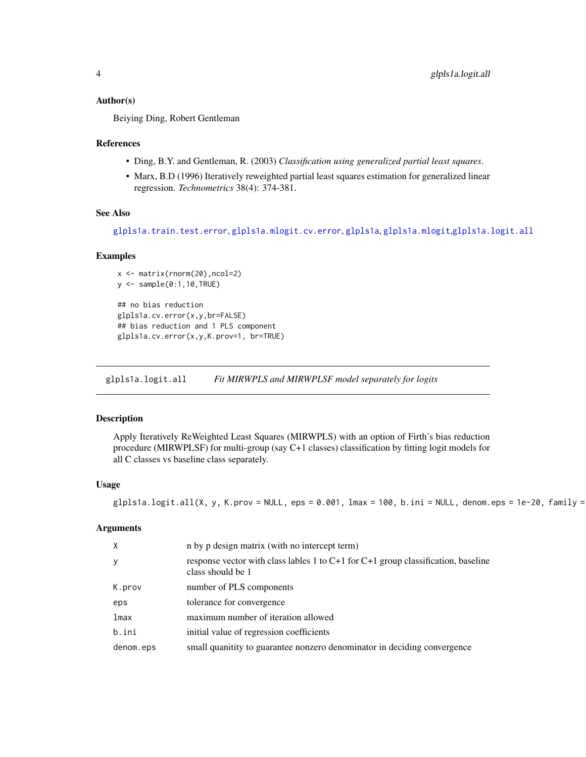### Author(s)

Beiying Ding, Robert Gentleman

### References

- Ding, B.Y. and Gentleman, R. (2003) *Classification using generalized partial least squares*.
- Marx, B.D (1996) Iteratively reweighted partial least squares estimation for generalized linear regression. *Technometrics* 38(4): 374-381.

### See Also

glpls1a.train.test.error, glpls1a.mlogit.cv.error, glpls1a, glpls1a.mlogit, glpls1a.logit.all

### Examples

```
 x <- matrix(rnorm(20),ncol=2)
 y <- sample(0:1,10,TRUE)

 ## no bias reduction
 glpls1a.cv.error(x,y,br=FALSE)
 ## bias reduction and 1 PLS component
 glpls1a.cv.error(x,y,K.prov=1, br=TRUE)
```

---

## glpls1a.logit.all *Fit MIRWPLS and MIRWPLSF model separately for logits*

### Description

Apply Iteratively ReWeighted Least Squares (MIRWPLS) with an option of Firth's bias reduction procedure (MIRWPLSF) for multi-group (say C+1 classes) classification by fitting logit models for all C classes vs baseline class separately.

### Usage

```
glpls1a.logit.all(X, y, K.prov = NULL, eps = 0.001, lmax = 100, b.ini = NULL, denom.eps = 1e-20, family =
```

### Arguments

| | |
|---|---|
| X | n by p design matrix (with no intercept term) |
| y | response vector with class lables 1 to C+1 for C+1 group classification, baseline class should be 1 |
| K.prov | number of PLS components |
| eps | tolerance for convergence |
| lmax | maximum number of iteration allowed |
| b.ini | initial value of regression coefficients |
| denom.eps | small quanitity to guarantee nonzero denominator in deciding convergence |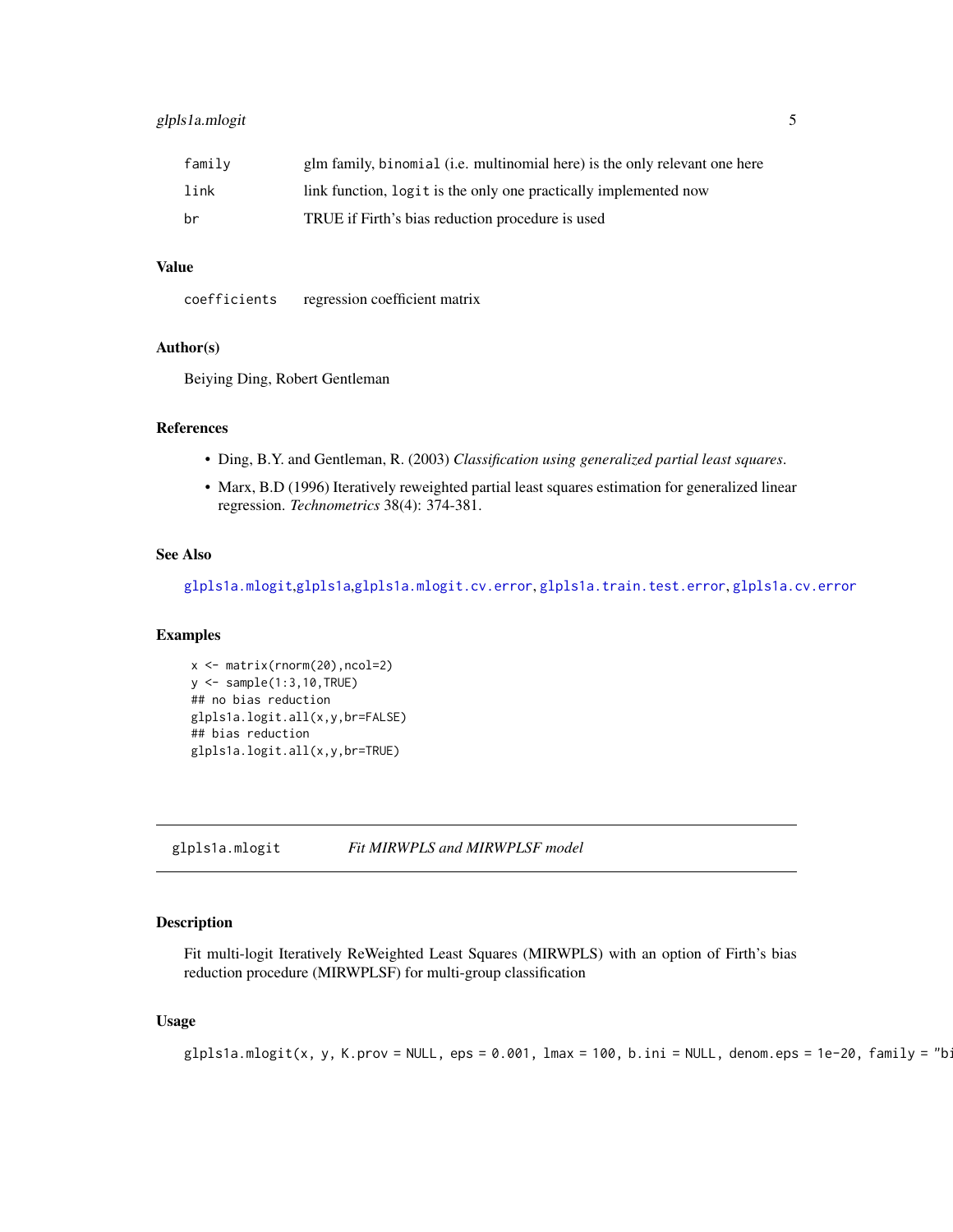| | |
|---|---|
| family | glm family, binomial (i.e. multinomial here) is the only relevant one here |
| link | link function, logit is the only one practically implemented now |
| br | TRUE if Firth's bias reduction procedure is used |

### Value

| | |
|---|---|
| coefficients | regression coefficient matrix |

### Author(s)

Beiying Ding, Robert Gentleman

### References

- Ding, B.Y. and Gentleman, R. (2003) *Classification using generalized partial least squares*.
- Marx, B.D (1996) Iteratively reweighted partial least squares estimation for generalized linear regression. *Technometrics* 38(4): 374-381.

### See Also

glpls1a.mlogit,glpls1a,glpls1a.mlogit.cv.error, glpls1a.train.test.error, glpls1a.cv.error

### Examples

```
x <- matrix(rnorm(20),ncol=2)
y <- sample(1:3,10,TRUE)
## no bias reduction
glpls1a.logit.all(x,y,br=FALSE)
## bias reduction
glpls1a.logit.all(x,y,br=TRUE)
```

---

## glpls1a.mlogit — *Fit MIRWPLS and MIRWPLSF model*

### Description

Fit multi-logit Iteratively ReWeighted Least Squares (MIRWPLS) with an option of Firth's bias reduction procedure (MIRWPLSF) for multi-group classification

### Usage

```
glpls1a.mlogit(x, y, K.prov = NULL, eps = 0.001, lmax = 100, b.ini = NULL, denom.eps = 1e-20, family = "bi
```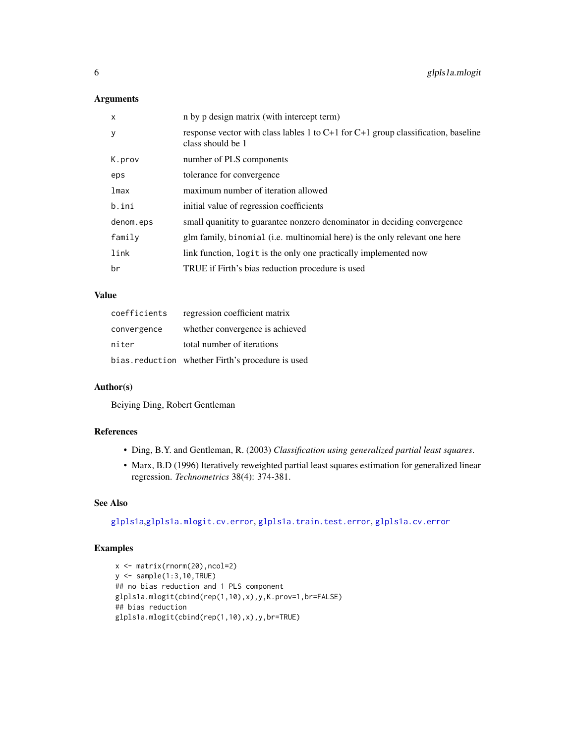## Arguments

| | |
|---|---|
| x | n by p design matrix (with intercept term) |
| y | response vector with class lables 1 to C+1 for C+1 group classification, baseline class should be 1 |
| K.prov | number of PLS components |
| eps | tolerance for convergence |
| lmax | maximum number of iteration allowed |
| b.ini | initial value of regression coefficients |
| denom.eps | small quanitity to guarantee nonzero denominator in deciding convergence |
| family | glm family, `binomial` (i.e. multinomial here) is the only relevant one here |
| link | link function, `logit` is the only one practically implemented now |
| br | TRUE if Firth's bias reduction procedure is used |

## Value

| | |
|---|---|
| coefficients | regression coefficient matrix |
| convergence | whether convergence is achieved |
| niter | total number of iterations |
| bias.reduction | whether Firth's procedure is used |

## Author(s)

Beiying Ding, Robert Gentleman

## References

- Ding, B.Y. and Gentleman, R. (2003) *Classification using generalized partial least squares*.
- Marx, B.D (1996) Iteratively reweighted partial least squares estimation for generalized linear regression. *Technometrics* 38(4): 374-381.

## See Also

`glpls1a`, `glpls1a.mlogit.cv.error`, `glpls1a.train.test.error`, `glpls1a.cv.error`

## Examples

```
x <- matrix(rnorm(20),ncol=2)
y <- sample(1:3,10,TRUE)
## no bias reduction and 1 PLS component
glpls1a.mlogit(cbind(rep(1,10),x),y,K.prov=1,br=FALSE)
## bias reduction
glpls1a.mlogit(cbind(rep(1,10),x),y,br=TRUE)
```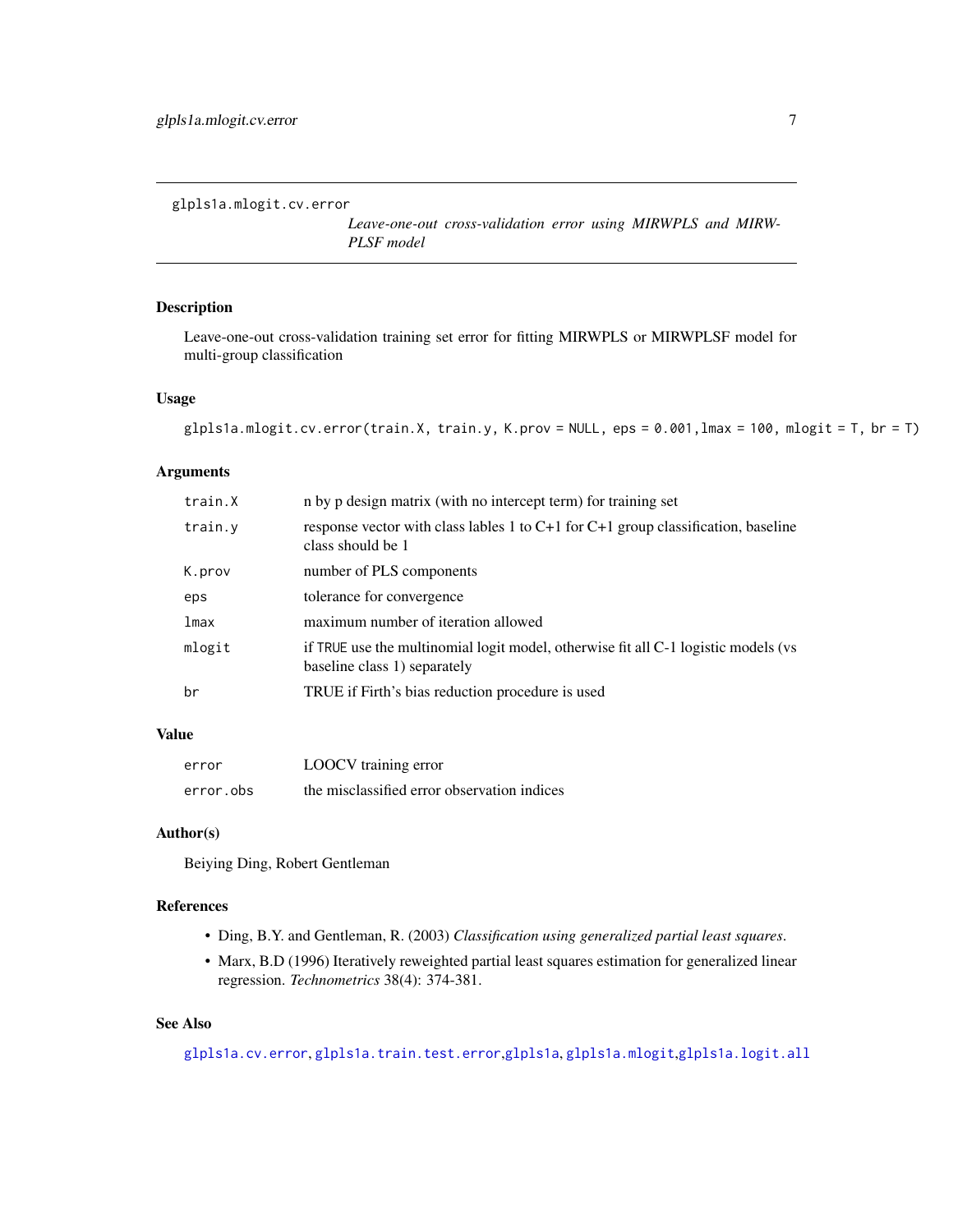glpls1a.mlogit.cv.error

*Leave-one-out cross-validation error using MIRWPLS and MIRW-PLSF model*

## Description

Leave-one-out cross-validation training set error for fitting MIRWPLS or MIRWPLSF model for multi-group classification

## Usage

```
glpls1a.mlogit.cv.error(train.X, train.y, K.prov = NULL, eps = 0.001,lmax = 100, mlogit = T, br = T)
```

## Arguments

| | |
|---|---|
| `train.X` | n by p design matrix (with no intercept term) for training set |
| `train.y` | response vector with class lables 1 to C+1 for C+1 group classification, baseline class should be 1 |
| `K.prov` | number of PLS components |
| `eps` | tolerance for convergence |
| `lmax` | maximum number of iteration allowed |
| `mlogit` | if `TRUE` use the multinomial logit model, otherwise fit all C-1 logistic models (vs baseline class 1) separately |
| `br` | TRUE if Firth's bias reduction procedure is used |

## Value

| | |
|---|---|
| `error` | LOOCV training error |
| `error.obs` | the misclassified error observation indices |

## Author(s)

Beiying Ding, Robert Gentleman

## References

- Ding, B.Y. and Gentleman, R. (2003) *Classification using generalized partial least squares*.
- Marx, B.D (1996) Iteratively reweighted partial least squares estimation for generalized linear regression. *Technometrics* 38(4): 374-381.

## See Also

`glpls1a.cv.error`, `glpls1a.train.test.error`,`glpls1a`, `glpls1a.mlogit`,`glpls1a.logit.all`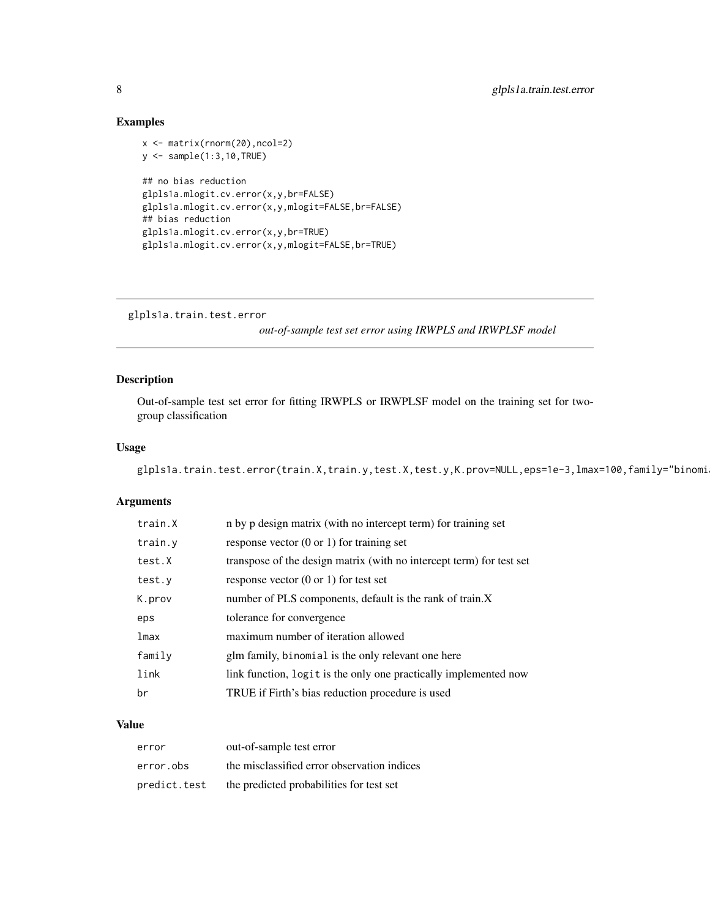## Examples

```
x <- matrix(rnorm(20),ncol=2)
y <- sample(1:3,10,TRUE)

## no bias reduction
glpls1a.mlogit.cv.error(x,y,br=FALSE)
glpls1a.mlogit.cv.error(x,y,mlogit=FALSE,br=FALSE)
## bias reduction
glpls1a.mlogit.cv.error(x,y,br=TRUE)
glpls1a.mlogit.cv.error(x,y,mlogit=FALSE,br=TRUE)
```

---

# glpls1a.train.test.error

*out-of-sample test set error using IRWPLS and IRWPLSF model*

---

## Description

Out-of-sample test set error for fitting IRWPLS or IRWPLSF model on the training set for two-group classification

## Usage

```
glpls1a.train.test.error(train.X,train.y,test.X,test.y,K.prov=NULL,eps=1e-3,lmax=100,family="binomi
```

## Arguments

| | |
|---|---|
| `train.X` | n by p design matrix (with no intercept term) for training set |
| `train.y` | response vector (0 or 1) for training set |
| `test.X` | transpose of the design matrix (with no intercept term) for test set |
| `test.y` | response vector (0 or 1) for test set |
| `K.prov` | number of PLS components, default is the rank of train.X |
| `eps` | tolerance for convergence |
| `lmax` | maximum number of iteration allowed |
| `family` | glm family, `binomial` is the only relevant one here |
| `link` | link function, `logit` is the only one practically implemented now |
| `br` | TRUE if Firth's bias reduction procedure is used |

## Value

| | |
|---|---|
| `error` | out-of-sample test error |
| `error.obs` | the misclassified error observation indices |
| `predict.test` | the predicted probabilities for test set |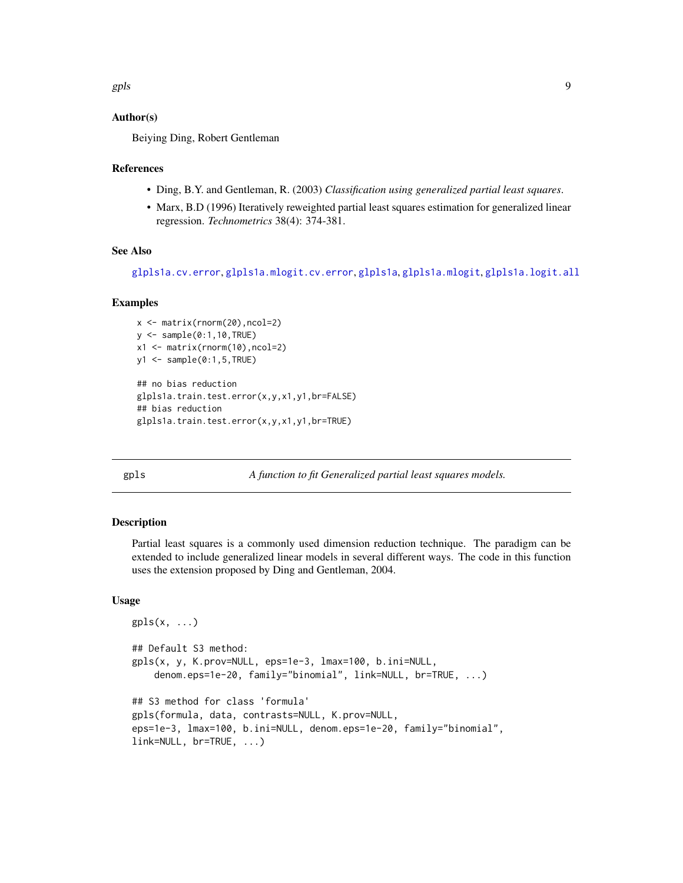### Author(s)

Beiying Ding, Robert Gentleman

### References

- Ding, B.Y. and Gentleman, R. (2003) *Classification using generalized partial least squares*.
- Marx, B.D (1996) Iteratively reweighted partial least squares estimation for generalized linear regression. *Technometrics* 38(4): 374-381.

### See Also

`glpls1a.cv.error`, `glpls1a.mlogit.cv.error`, `glpls1a`, `glpls1a.mlogit`, `glpls1a.logit.all`

### Examples

```
x <- matrix(rnorm(20),ncol=2)
y <- sample(0:1,10,TRUE)
x1 <- matrix(rnorm(10),ncol=2)
y1 <- sample(0:1,5,TRUE)

## no bias reduction
glpls1a.train.test.error(x,y,x1,y1,br=FALSE)
## bias reduction
glpls1a.train.test.error(x,y,x1,y1,br=TRUE)
```

---

## gpls — *A function to fit Generalized partial least squares models.*

### Description

Partial least squares is a commonly used dimension reduction technique. The paradigm can be extended to include generalized linear models in several different ways. The code in this function uses the extension proposed by Ding and Gentleman, 2004.

### Usage

```
gpls(x, ...)

## Default S3 method:
gpls(x, y, K.prov=NULL, eps=1e-3, lmax=100, b.ini=NULL,
    denom.eps=1e-20, family="binomial", link=NULL, br=TRUE, ...)

## S3 method for class 'formula'
gpls(formula, data, contrasts=NULL, K.prov=NULL,
eps=1e-3, lmax=100, b.ini=NULL, denom.eps=1e-20, family="binomial",
link=NULL, br=TRUE, ...)
```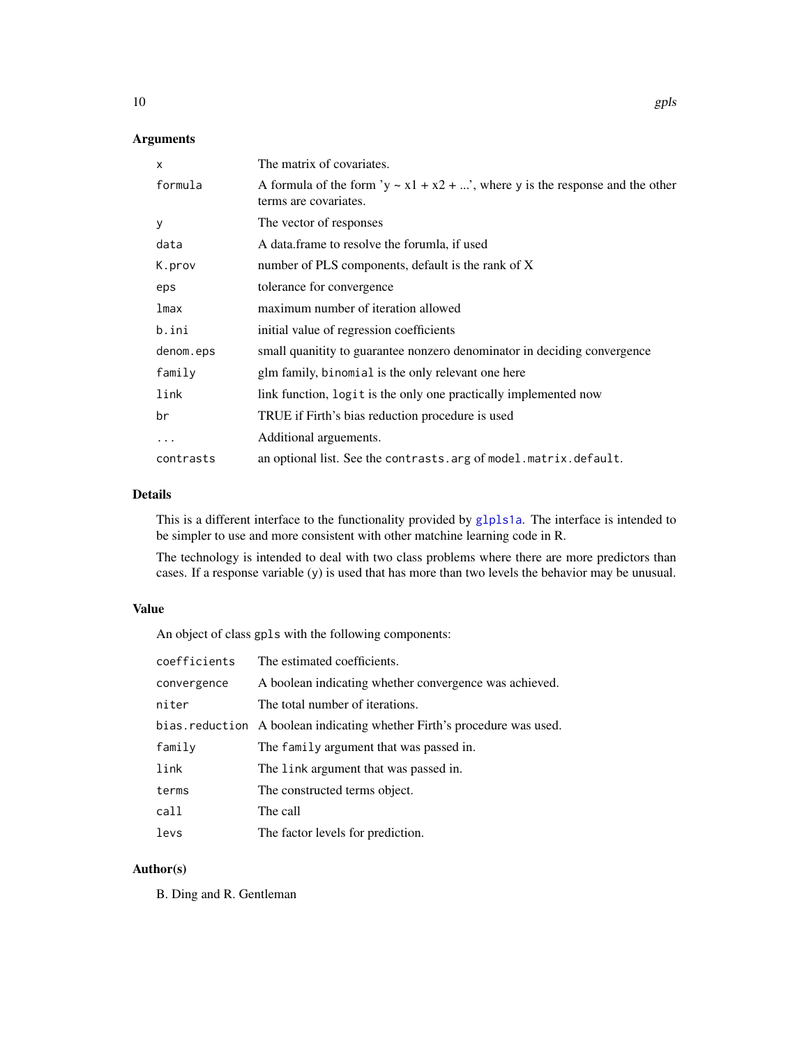### Arguments

| | |
|---|---|
| `x` | The matrix of covariates. |
| `formula` | A formula of the form 'y ~ x1 + x2 + ...', where `y` is the response and the other terms are covariates. |
| `y` | The vector of responses |
| `data` | A data.frame to resolve the forumla, if used |
| `K.prov` | number of PLS components, default is the rank of X |
| `eps` | tolerance for convergence |
| `lmax` | maximum number of iteration allowed |
| `b.ini` | initial value of regression coefficients |
| `denom.eps` | small quanitity to guarantee nonzero denominator in deciding convergence |
| `family` | glm family, `binomial` is the only relevant one here |
| `link` | link function, `logit` is the only one practically implemented now |
| `br` | TRUE if Firth's bias reduction procedure is used |
| `...` | Additional arguements. |
| `contrasts` | an optional list. See the `contrasts.arg` of `model.matrix.default`. |

### Details

This is a different interface to the functionality provided by `glpls1a`. The interface is intended to be simpler to use and more consistent with other matchine learning code in R.

The technology is intended to deal with two class problems where there are more predictors than cases. If a response variable (`y`) is used that has more than two levels the behavior may be unusual.

### Value

An object of class `gpls` with the following components:

| | |
|---|---|
| `coefficients` | The estimated coefficients. |
| `convergence` | A boolean indicating whether convergence was achieved. |
| `niter` | The total number of iterations. |
| `bias.reduction` | A boolean indicating whether Firth's procedure was used. |
| `family` | The `family` argument that was passed in. |
| `link` | The `link` argument that was passed in. |
| `terms` | The constructed terms object. |
| `call` | The call |
| `levs` | The factor levels for prediction. |

### Author(s)

B. Ding and R. Gentleman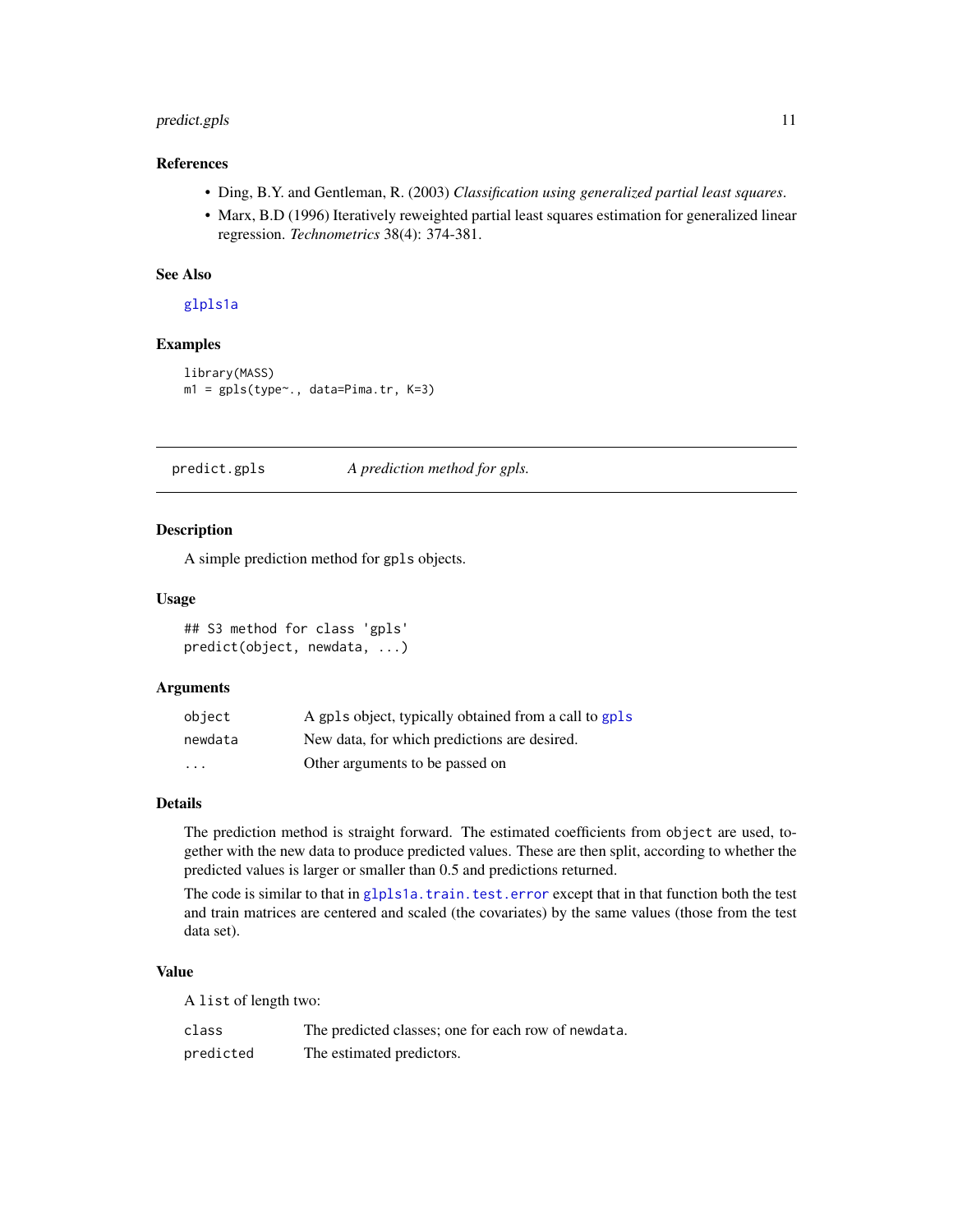### References

- Ding, B.Y. and Gentleman, R. (2003) *Classification using generalized partial least squares*.
- Marx, B.D (1996) Iteratively reweighted partial least squares estimation for generalized linear regression. *Technometrics* 38(4): 374-381.

### See Also

`glpls1a`

### Examples

```
library(MASS)
m1 = gpls(type~., data=Pima.tr, K=3)
```

---

## predict.gpls — *A prediction method for gpls.*

---

### Description

A simple prediction method for `gpls` objects.

### Usage

```
## S3 method for class 'gpls'
predict(object, newdata, ...)
```

### Arguments

| | |
|---|---|
| `object` | A `gpls` object, typically obtained from a call to `gpls` |
| `newdata` | New data, for which predictions are desired. |
| `...` | Other arguments to be passed on |

### Details

The prediction method is straight forward. The estimated coefficients from `object` are used, together with the new data to produce predicted values. These are then split, according to whether the predicted values is larger or smaller than 0.5 and predictions returned.

The code is similar to that in `glpls1a.train.test.error` except that in that function both the test and train matrices are centered and scaled (the covariates) by the same values (those from the test data set).

### Value

A `list` of length two:

| | |
|---|---|
| `class` | The predicted classes; one for each row of `newdata`. |
| `predicted` | The estimated predictors. |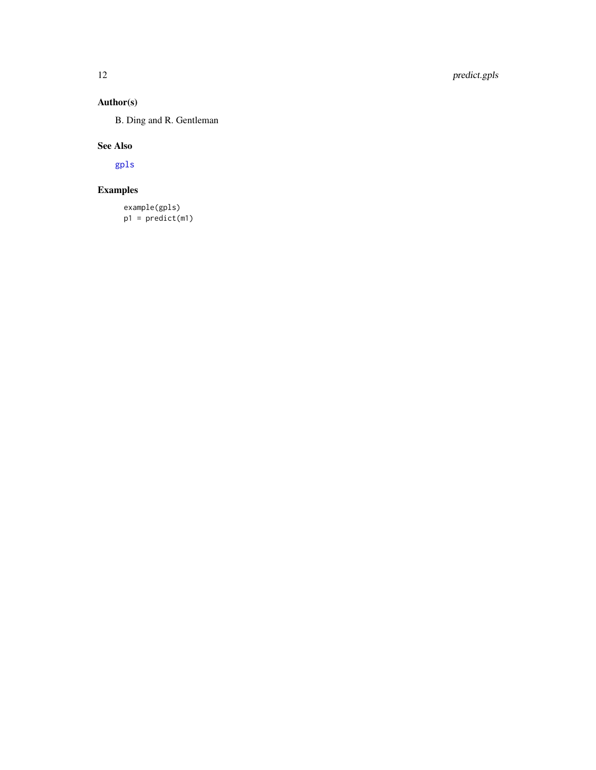## Author(s)

B. Ding and R. Gentleman

## See Also

gpls

## Examples

```
example(gpls)
p1 = predict(m1)
```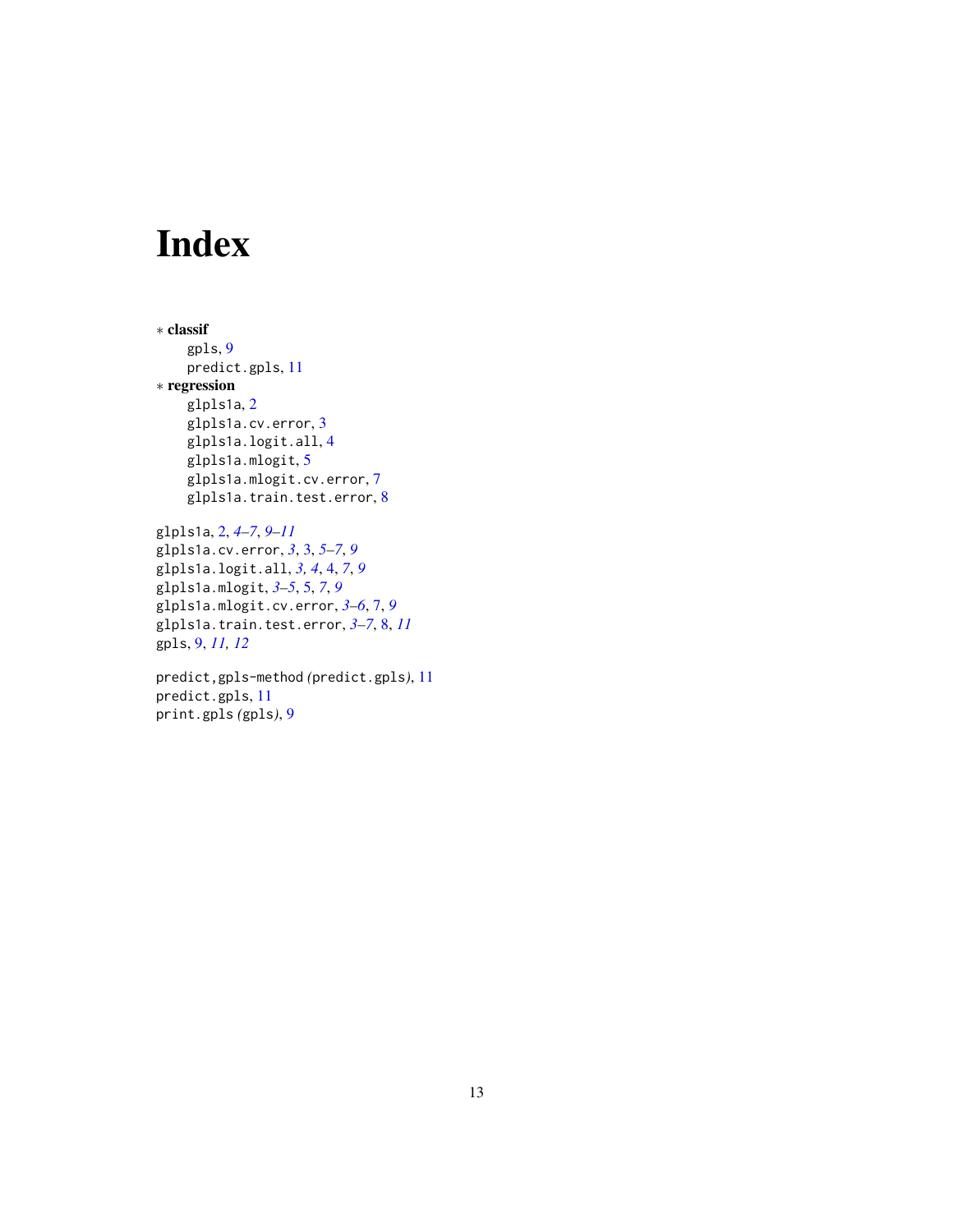# Index

∗ **classif**
    gpls, 9
    predict.gpls, 11

∗ **regression**
    glpls1a, 2
    glpls1a.cv.error, 3
    glpls1a.logit.all, 4
    glpls1a.mlogit, 5
    glpls1a.mlogit.cv.error, 7
    glpls1a.train.test.error, 8

glpls1a, 2, *4–7*, *9–11*
glpls1a.cv.error, *3*, 3, *5–7*, *9*
glpls1a.logit.all, *3, 4*, 4, *7*, *9*
glpls1a.mlogit, *3–5*, 5, *7*, *9*
glpls1a.mlogit.cv.error, *3–6*, 7, *9*
glpls1a.train.test.error, *3–7*, 8, *11*
gpls, 9, *11, 12*

predict,gpls-method *(*predict.gpls*)*, 11
predict.gpls, 11
print.gpls *(*gpls*)*, 9